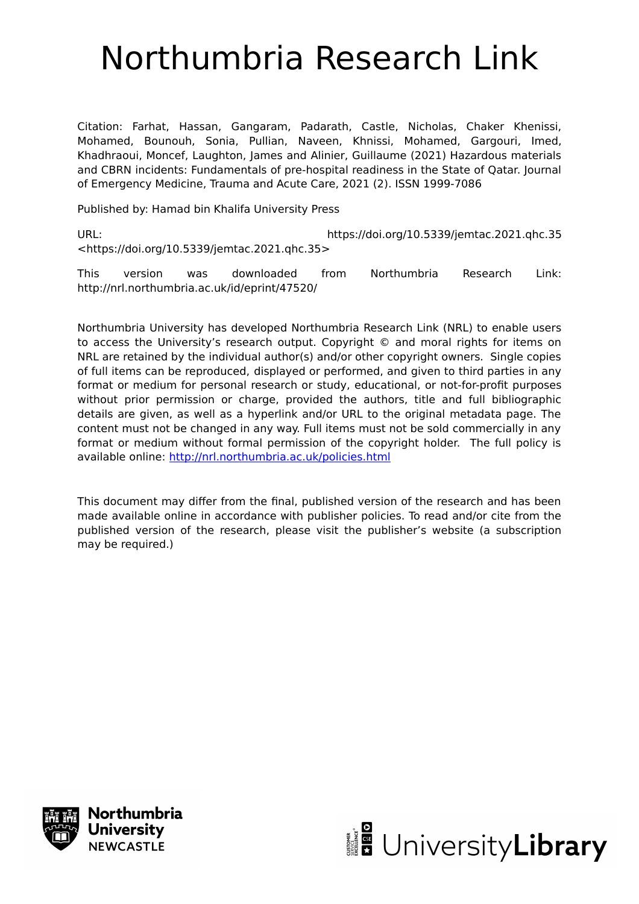# Northumbria Research Link

Citation: Farhat, Hassan, Gangaram, Padarath, Castle, Nicholas, Chaker Khenissi, Mohamed, Bounouh, Sonia, Pullian, Naveen, Khnissi, Mohamed, Gargouri, Imed, Khadhraoui, Moncef, Laughton, James and Alinier, Guillaume (2021) Hazardous materials and CBRN incidents: Fundamentals of pre-hospital readiness in the State of Qatar. Journal of Emergency Medicine, Trauma and Acute Care, 2021 (2). ISSN 1999-7086

Published by: Hamad bin Khalifa University Press

URL: https://doi.org/10.5339/jemtac.2021.qhc.35 <https://doi.org/10.5339/jemtac.2021.qhc.35>

This version was downloaded from Northumbria Research Link: http://nrl.northumbria.ac.uk/id/eprint/47520/

Northumbria University has developed Northumbria Research Link (NRL) to enable users to access the University's research output. Copyright © and moral rights for items on NRL are retained by the individual author(s) and/or other copyright owners. Single copies of full items can be reproduced, displayed or performed, and given to third parties in any format or medium for personal research or study, educational, or not-for-profit purposes without prior permission or charge, provided the authors, title and full bibliographic details are given, as well as a hyperlink and/or URL to the original metadata page. The content must not be changed in any way. Full items must not be sold commercially in any format or medium without formal permission of the copyright holder. The full policy is available online: http://nrl.northumbria.ac.uk/policies.html

This document may differ from the final, published version of the research and has been made available online in accordance with publisher policies. To read and/or cite from the published version of the research, please visit the publisher's website (a subscription may be required.)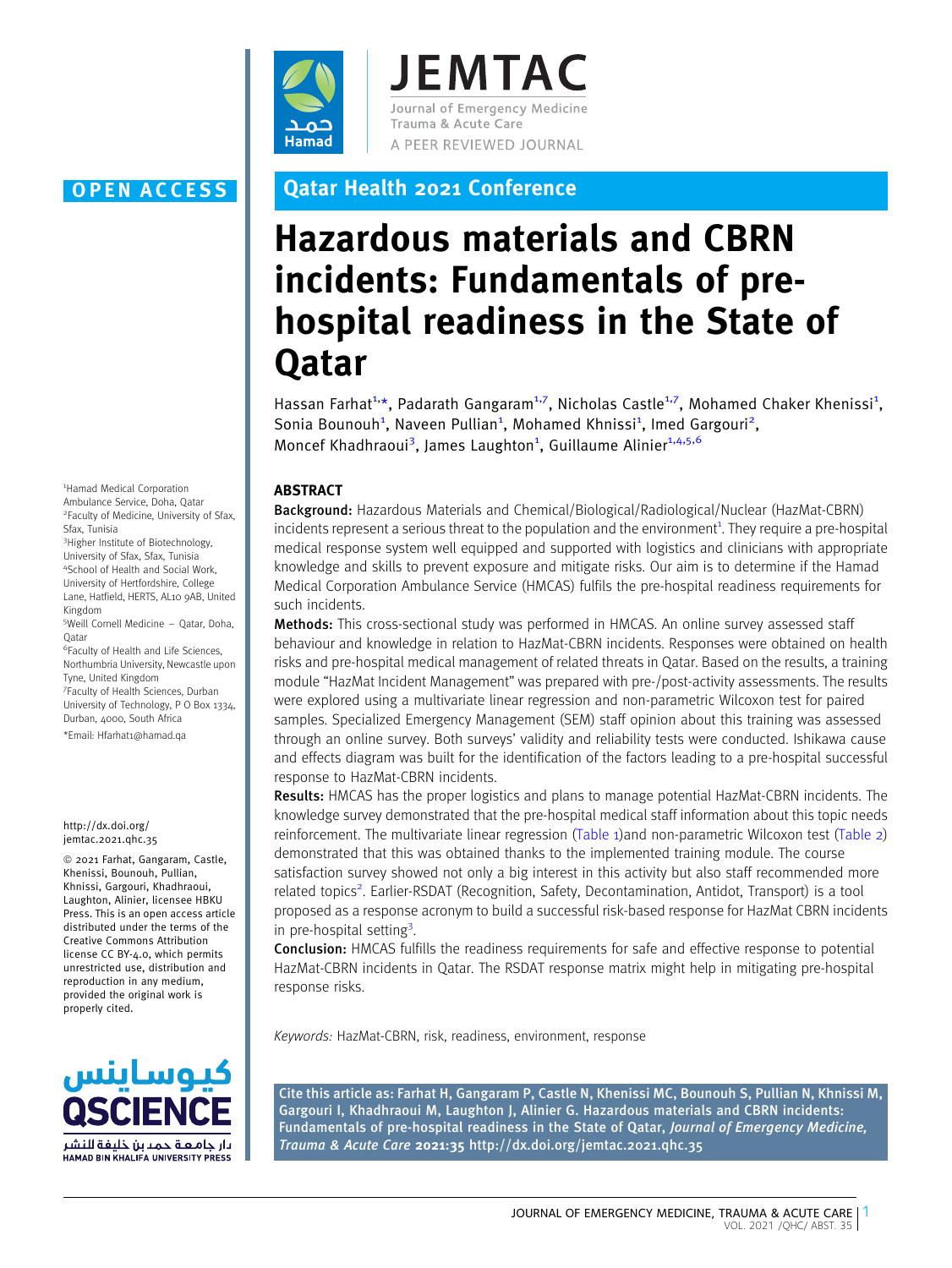OPEN ACCESS

Qatar Health 2021 Conference

# Hazardous materials and CBRN incidents: Fundamentals of pre-hospital readiness in the State of Qatar

Hassan Farhat[1,*], Padarath Gangaram[1,7], Nicholas Castle[1,7], Mohamed Chaker Khenissi[1], Sonia Bounouh[1], Naveen Pullian[1], Mohamed Khnissi[1], Imed Gargouri[2], Moncef Khadhraoui[3], James Laughton[1], Guillaume Alinier[1,4,5,6]

[1]Hamad Medical Corporation Ambulance Service, Doha, Qatar
[2]Faculty of Medicine, University of Sfax, Sfax, Tunisia
[3]Higher Institute of Biotechnology, University of Sfax, Sfax, Tunisia
[4]School of Health and Social Work, University of Hertfordshire, College Lane, Hatfield, HERTS, AL10 9AB, United Kingdom
[5]Weill Cornell Medicine – Qatar, Doha, Qatar
[6]Faculty of Health and Life Sciences, Northumbria University, Newcastle upon Tyne, United Kingdom
[7]Faculty of Health Sciences, Durban University of Technology, P O Box 1334, Durban, 4000, South Africa
*Email: Hfarhat1@hamad.qa

http://dx.doi.org/jemtac.2021.qhc.35

© 2021 Farhat, Gangaram, Castle, Khenissi, Bounouh, Pullian, Khnissi, Gargouri, Khadhraoui, Laughton, Alinier, licensee HBKU Press. This is an open access article distributed under the terms of the Creative Commons Attribution license CC BY-4.0, which permits unrestricted use, distribution and reproduction in any medium, provided the original work is properly cited.

## ABSTRACT

**Background:** Hazardous Materials and Chemical/Biological/Radiological/Nuclear (HazMat-CBRN) incidents represent a serious threat to the population and the environment[1]. They require a pre-hospital medical response system well equipped and supported with logistics and clinicians with appropriate knowledge and skills to prevent exposure and mitigate risks. Our aim is to determine if the Hamad Medical Corporation Ambulance Service (HMCAS) fulfils the pre-hospital readiness requirements for such incidents.

**Methods:** This cross-sectional study was performed in HMCAS. An online survey assessed staff behaviour and knowledge in relation to HazMat-CBRN incidents. Responses were obtained on health risks and pre-hospital medical management of related threats in Qatar. Based on the results, a training module "HazMat Incident Management" was prepared with pre-/post-activity assessments. The results were explored using a multivariate linear regression and non-parametric Wilcoxon test for paired samples. Specialized Emergency Management (SEM) staff opinion about this training was assessed through an online survey. Both surveys' validity and reliability tests were conducted. Ishikawa cause and effects diagram was built for the identification of the factors leading to a pre-hospital successful response to HazMat-CBRN incidents.

**Results:** HMCAS has the proper logistics and plans to manage potential HazMat-CBRN incidents. The knowledge survey demonstrated that the pre-hospital medical staff information about this topic needs reinforcement. The multivariate linear regression (Table 1)and non-parametric Wilcoxon test (Table 2) demonstrated that this was obtained thanks to the implemented training module. The course satisfaction survey showed not only a big interest in this activity but also staff recommended more related topics[2]. Earlier-RSDAT (Recognition, Safety, Decontamination, Antidot, Transport) is a tool proposed as a response acronym to build a successful risk-based response for HazMat CBRN incidents in pre-hospital setting[3].

**Conclusion:** HMCAS fulfills the readiness requirements for safe and effective response to potential HazMat-CBRN incidents in Qatar. The RSDAT response matrix might help in mitigating pre-hospital response risks.

*Keywords:* HazMat-CBRN, risk, readiness, environment, response

Cite this article as: Farhat H, Gangaram P, Castle N, Khenissi MC, Bounouh S, Pullian N, Khnissi M, Gargouri I, Khadhraoui M, Laughton J, Alinier G. Hazardous materials and CBRN incidents: Fundamentals of pre-hospital readiness in the State of Qatar, *Journal of Emergency Medicine, Trauma & Acute Care* **2021:35** http://dx.doi.org/jemtac.2021.qhc.35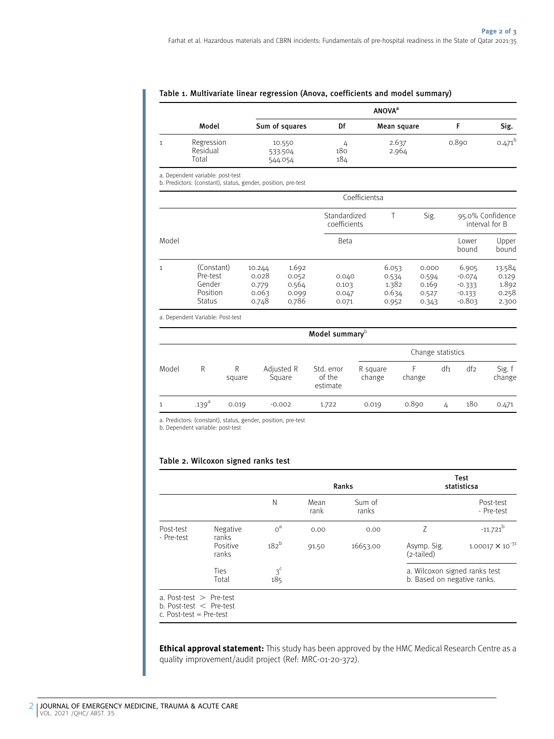### Table 1. Multivariate linear regression (Anova, coefficients and model summary)

| | Model | ANOVA[a] | | | | |
|---|---|---|---|---|---|---|
| | | Sum of squares | Df | Mean square | F | Sig. |
| 1 | Regression | 10.550 | 4 | 2.637 | 0.890 | 0.471[b] |
| | Residual | 533.504 | 180 | 2.964 | | |
| | Total | 544.054 | 184 | | | |

a. Dependent variable: post-test
b. Predictors: (constant), status, gender, position, pre-test

| Model | | Coefficientsa | | | | | | |
|---|---|---|---|---|---|---|---|---|
| | | | | Standardized coefficients | T | Sig. | 95.0% Confidence interval for B | |
| | | | | Beta | | | Lower bound | Upper bound |
| 1 | (Constant) | 10.244 | 1.692 | | 6.053 | 0.000 | 6.905 | 13.584 |
| | Pre-test | 0.028 | 0.052 | 0.040 | 0.534 | 0.594 | -0.074 | 0.129 |
| | Gender | 0.779 | 0.564 | 0.103 | 1.382 | 0.169 | -0.333 | 1.892 |
| | Position | 0.063 | 0.099 | 0.047 | 0.634 | 0.527 | -0.133 | 0.258 |
| | Status | 0.748 | 0.786 | 0.071 | 0.952 | 0.343 | -0.803 | 2.300 |

a. Dependent Variable: Post-test

| Model summary[b] | | | | | | | | | |
|---|---|---|---|---|---|---|---|---|---|
| | | | | | Change statistics | | | | |
| Model | R | R square | Adjusted R Square | Std. error of the estimate | R square change | F change | df1 | df2 | Sig. f change |
| 1 | .139[a] | 0.019 | -0.002 | 1.722 | 0.019 | 0.890 | 4 | 180 | 0.471 |

a. Predictors: (constant), status, gender, position, pre-test
b. Dependent variable: post-test

### Table 2. Wilcoxon signed ranks test

| | | Ranks | | | Test statisticsa | |
|---|---|---|---|---|---|---|
| | | N | Mean rank | Sum of ranks | | Post-test - Pre-test |
| Post-test - Pre-test | Negative ranks | 0[a] | 0.00 | 0.00 | Z | -11.721[b] |
| | Positive ranks | 182[b] | 91.50 | 16653.00 | Asymp. Sig. (2-tailed) | $1.00017 \times 10^{-31}$ |
| | Ties | 3[c] | | | a. Wilcoxon signed ranks test | |
| | Total | 185 | | | b. Based on negative ranks. | |

a. Post-test > Pre-test
b. Post-test < Pre-test
c. Post-test = Pre-test

**Ethical approval statement:** This study has been approved by the HMC Medical Research Centre as a quality improvement/audit project (Ref: MRC-01-20-372).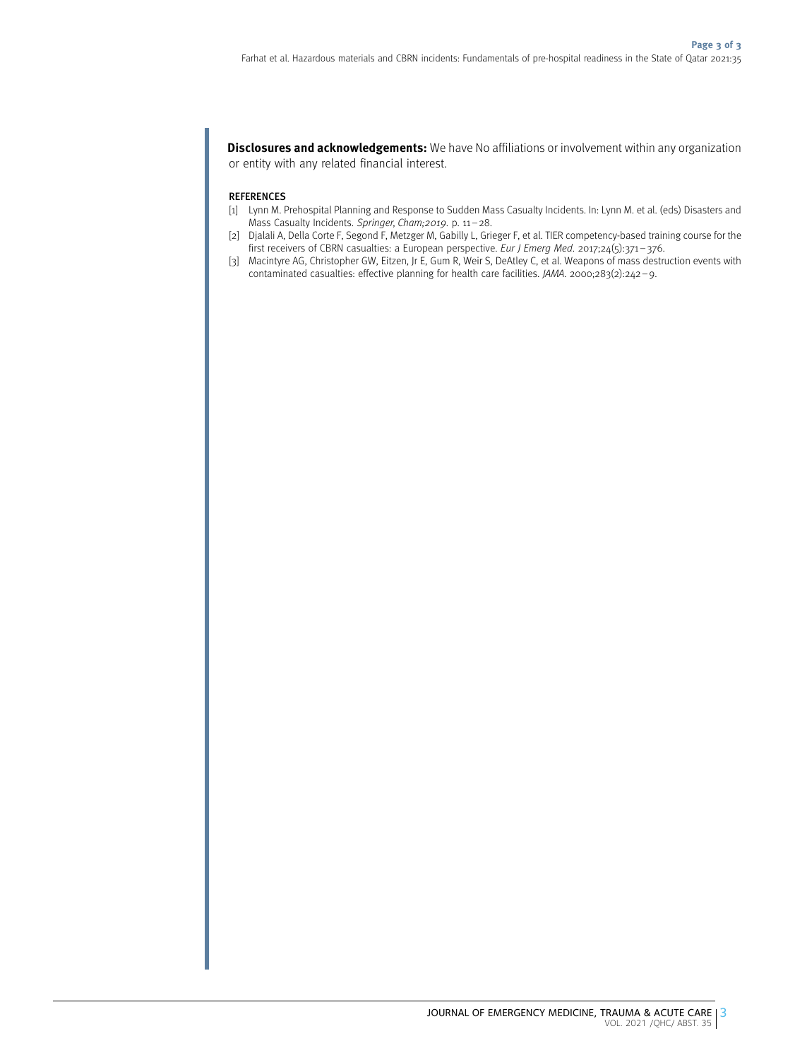**Disclosures and acknowledgements:** We have No affiliations or involvement within any organization or entity with any related financial interest.

## REFERENCES

[1] Lynn M. Prehospital Planning and Response to Sudden Mass Casualty Incidents. In: Lynn M. et al. (eds) Disasters and Mass Casualty Incidents. *Springer, Cham;2019*. p. 11–28.

[2] Djalali A, Della Corte F, Segond F, Metzger M, Gabilly L, Grieger F, et al. TIER competency-based training course for the first receivers of CBRN casualties: a European perspective. *Eur J Emerg Med*. 2017;24(5):371–376.

[3] Macintyre AG, Christopher GW, Eitzen, Jr E, Gum R, Weir S, DeAtley C, et al. Weapons of mass destruction events with contaminated casualties: effective planning for health care facilities. *JAMA*. 2000;283(2):242–9.